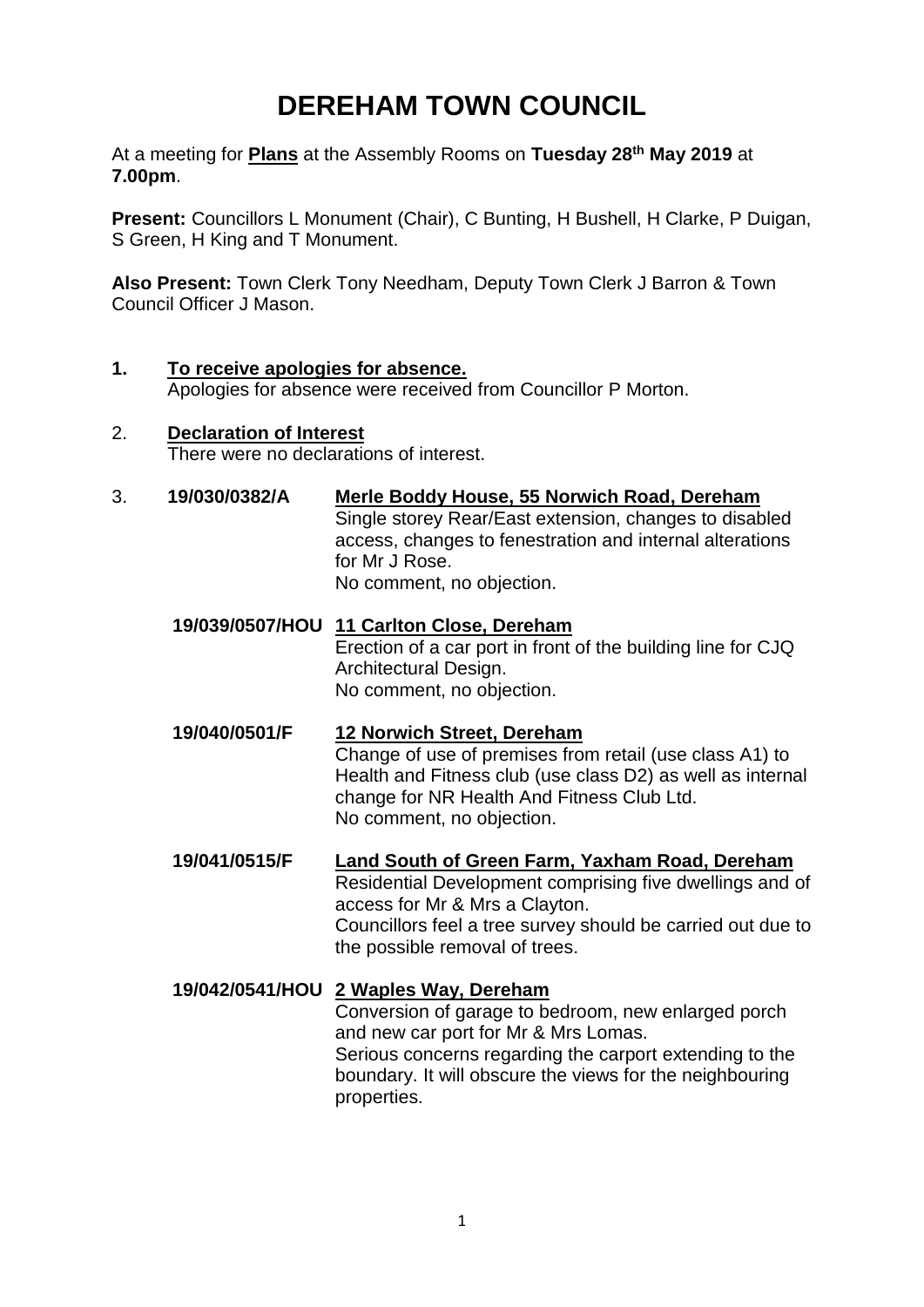# DEREHAM TOWN COUNCIL

At a meeting for **Plans** at the Assembly Rooms on **Tuesday 28th May 2019** at **7.00pm**.

**Present:** Councillors L Monument (Chair), C Bunting, H Bushell, H Clarke, P Duigan, S Green, H King and T Monument.

**Also Present:** Town Clerk Tony Needham, Deputy Town Clerk J Barron & Town Council Officer J Mason.

**1. To receive apologies for absence.**
Apologies for absence were received from Councillor P Morton.

2. **Declaration of Interest**
There were no declarations of interest.

3. **19/030/0382/A** **Merle Boddy House, 55 Norwich Road, Dereham**
Single storey Rear/East extension, changes to disabled access, changes to fenestration and internal alterations for Mr J Rose.
No comment, no objection.

**19/039/0507/HOU** **11 Carlton Close, Dereham**
Erection of a car port in front of the building line for CJQ Architectural Design.
No comment, no objection.

**19/040/0501/F** **12 Norwich Street, Dereham**
Change of use of premises from retail (use class A1) to Health and Fitness club (use class D2) as well as internal change for NR Health And Fitness Club Ltd.
No comment, no objection.

**19/041/0515/F** **Land South of Green Farm, Yaxham Road, Dereham**
Residential Development comprising five dwellings and of access for Mr & Mrs a Clayton.
Councillors feel a tree survey should be carried out due to the possible removal of trees.

**19/042/0541/HOU** **2 Waples Way, Dereham**
Conversion of garage to bedroom, new enlarged porch and new car port for Mr & Mrs Lomas.
Serious concerns regarding the carport extending to the boundary. It will obscure the views for the neighbouring properties.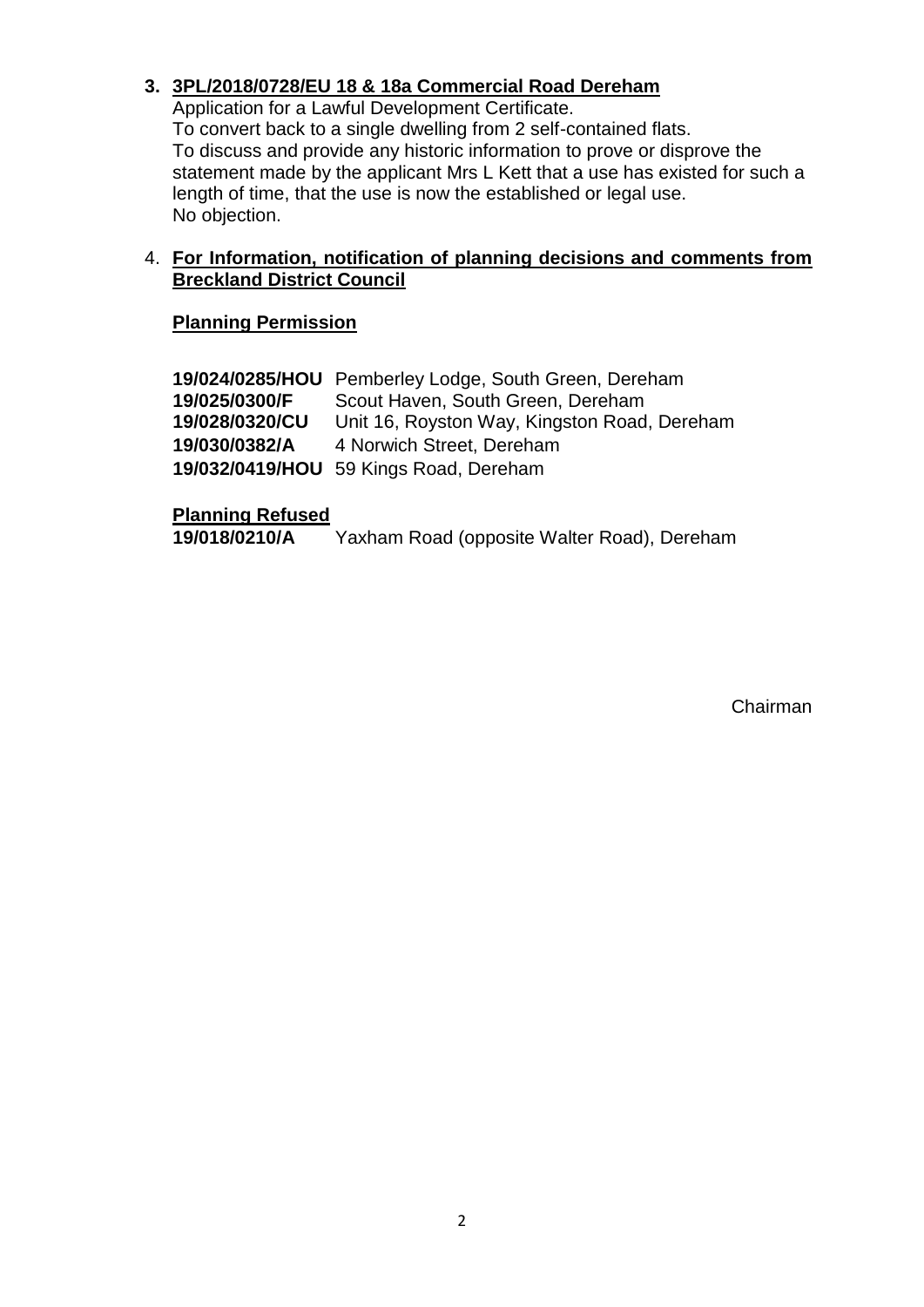3. **3PL/2018/0728/EU 18 & 18a Commercial Road Dereham**
   Application for a Lawful Development Certificate.
   To convert back to a single dwelling from 2 self-contained flats.
   To discuss and provide any historic information to prove or disprove the statement made by the applicant Mrs L Kett that a use has existed for such a length of time, that the use is now the established or legal use.
   No objection.

4. **For Information, notification of planning decisions and comments from Breckland District Council**

   **Planning Permission**

   **19/024/0285/HOU** Pemberley Lodge, South Green, Dereham
   **19/025/0300/F** Scout Haven, South Green, Dereham
   **19/028/0320/CU** Unit 16, Royston Way, Kingston Road, Dereham
   **19/030/0382/A** 4 Norwich Street, Dereham
   **19/032/0419/HOU** 59 Kings Road, Dereham

   **Planning Refused**
   **19/018/0210/A** Yaxham Road (opposite Walter Road), Dereham

Chairman